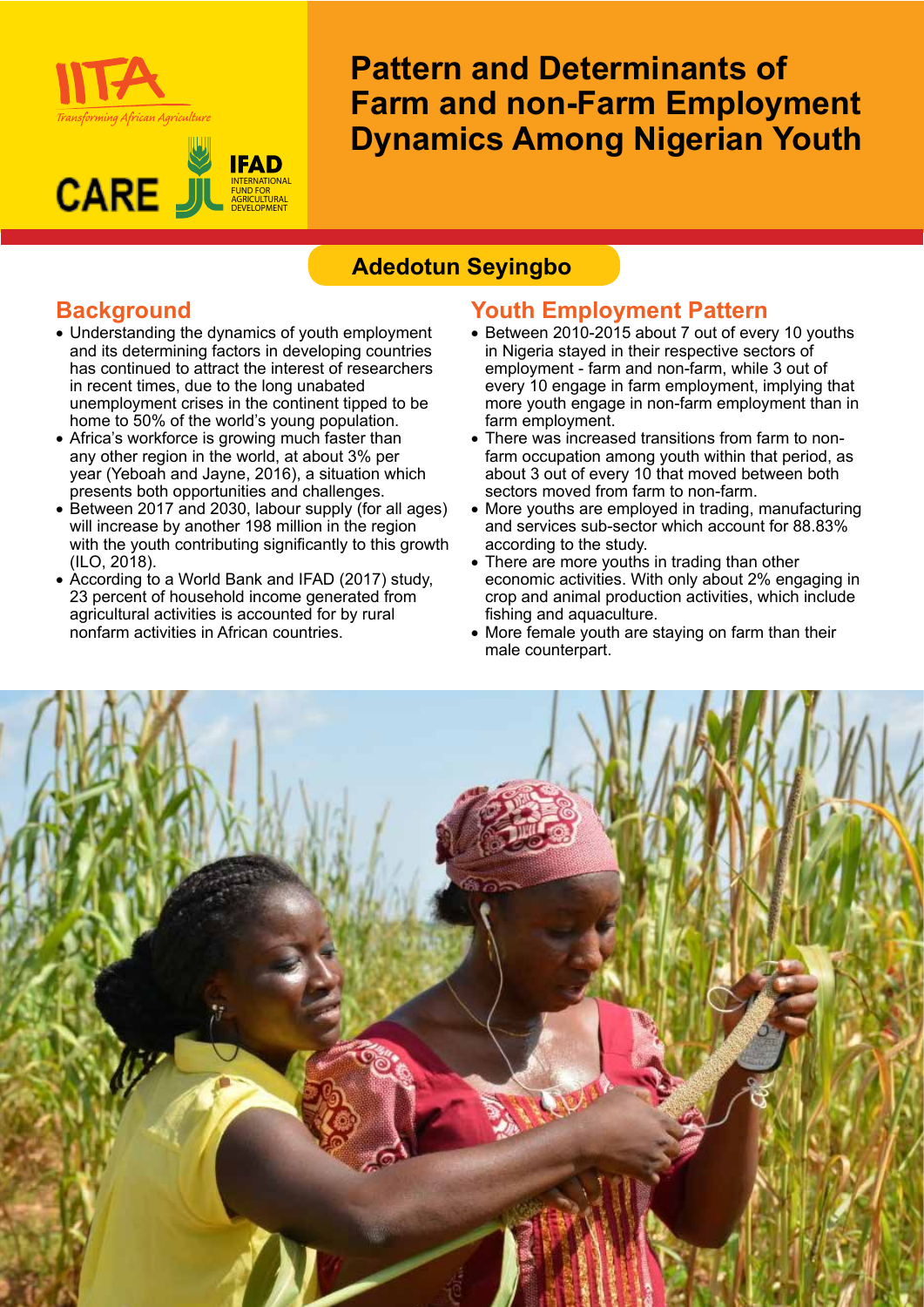# Pattern and Determinants of Farm and non-Farm Employment Dynamics Among Nigerian Youth

**Adedotun Seyingbo**

## Background

- Understanding the dynamics of youth employment and its determining factors in developing countries has continued to attract the interest of researchers in recent times, due to the long unabated unemployment crises in the continent tipped to be home to 50% of the world's young population.
- Africa's workforce is growing much faster than any other region in the world, at about 3% per year (Yeboah and Jayne, 2016), a situation which presents both opportunities and challenges.
- Between 2017 and 2030, labour supply (for all ages) will increase by another 198 million in the region with the youth contributing significantly to this growth (ILO, 2018).
- According to a World Bank and IFAD (2017) study, 23 percent of household income generated from agricultural activities is accounted for by rural nonfarm activities in African countries.

## Youth Employment Pattern

- Between 2010-2015 about 7 out of every 10 youths in Nigeria stayed in their respective sectors of employment - farm and non-farm, while 3 out of every 10 engage in farm employment, implying that more youth engage in non-farm employment than in farm employment.
- There was increased transitions from farm to non-farm occupation among youth within that period, as about 3 out of every 10 that moved between both sectors moved from farm to non-farm.
- More youths are employed in trading, manufacturing and services sub-sector which account for 88.83% according to the study.
- There are more youths in trading than other economic activities. With only about 2% engaging in crop and animal production activities, which include fishing and aquaculture.
- More female youth are staying on farm than their male counterpart.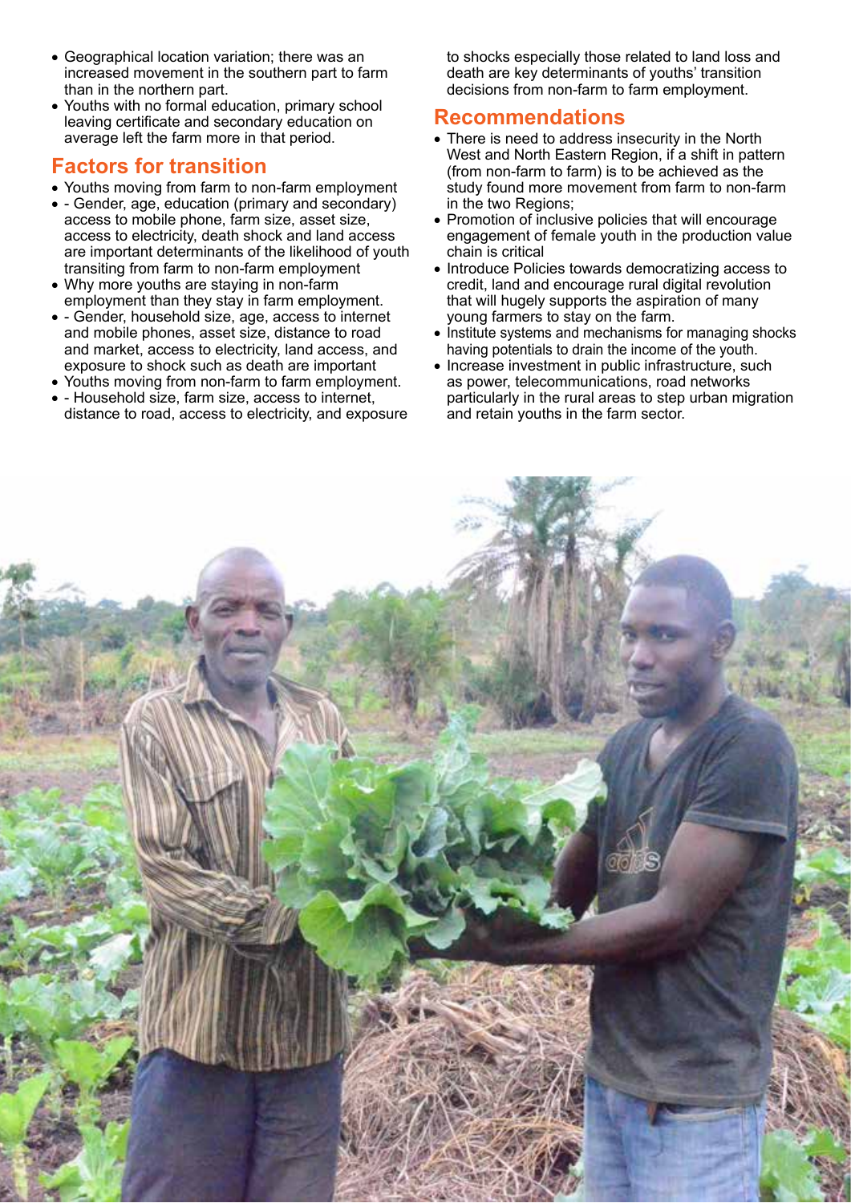- Geographical location variation; there was an increased movement in the southern part to farm than in the northern part.
- Youths with no formal education, primary school leaving certificate and secondary education on average left the farm more in that period.

## Factors for transition

- Youths moving from farm to non-farm employment
- - Gender, age, education (primary and secondary) access to mobile phone, farm size, asset size, access to electricity, death shock and land access are important determinants of the likelihood of youth transiting from farm to non-farm employment
- Why more youths are staying in non-farm employment than they stay in farm employment.
- - Gender, household size, age, access to internet and mobile phones, asset size, distance to road and market, access to electricity, land access, and exposure to shock such as death are important
- Youths moving from non-farm to farm employment.
- - Household size, farm size, access to internet, distance to road, access to electricity, and exposure to shocks especially those related to land loss and death are key determinants of youths' transition decisions from non-farm to farm employment.

## Recommendations

- There is need to address insecurity in the North West and North Eastern Region, if a shift in pattern (from non-farm to farm) is to be achieved as the study found more movement from farm to non-farm in the two Regions;
- Promotion of inclusive policies that will encourage engagement of female youth in the production value chain is critical
- Introduce Policies towards democratizing access to credit, land and encourage rural digital revolution that will hugely supports the aspiration of many young farmers to stay on the farm.
- Institute systems and mechanisms for managing shocks having potentials to drain the income of the youth.
- Increase investment in public infrastructure, such as power, telecommunications, road networks particularly in the rural areas to step urban migration and retain youths in the farm sector.